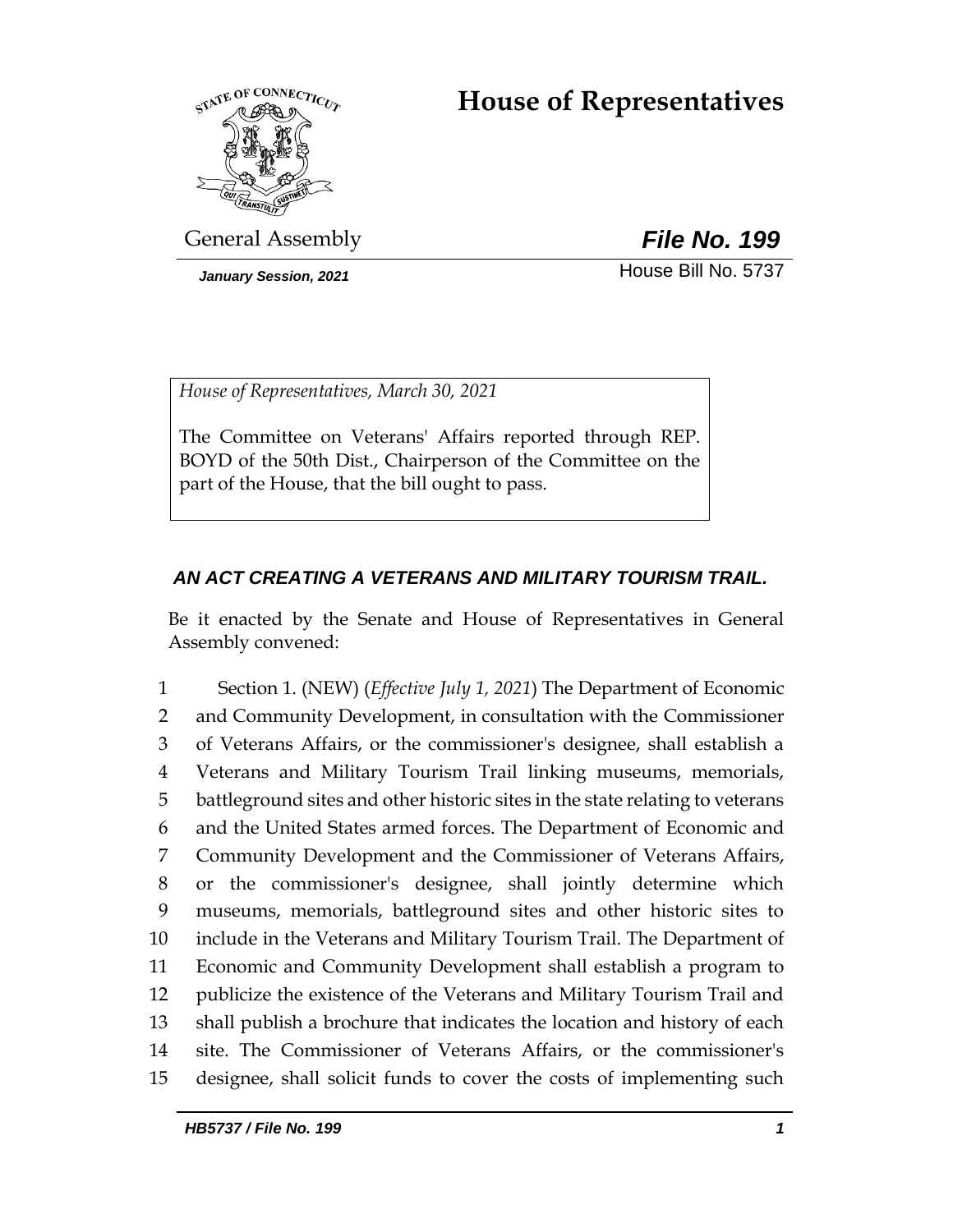# House of Representatives

General Assembly

***File No. 199***

*January Session, 2021*

House Bill No. 5737

*House of Representatives, March 30, 2021*

The Committee on Veterans' Affairs reported through REP. BOYD of the 50th Dist., Chairperson of the Committee on the part of the House, that the bill ought to pass.

***AN ACT CREATING A VETERANS AND MILITARY TOURISM TRAIL.***

Be it enacted by the Senate and House of Representatives in General Assembly convened:

1 Section 1. (NEW) (*Effective July 1, 2021*) The Department of Economic
2 and Community Development, in consultation with the Commissioner
3 of Veterans Affairs, or the commissioner's designee, shall establish a
4 Veterans and Military Tourism Trail linking museums, memorials,
5 battleground sites and other historic sites in the state relating to veterans
6 and the United States armed forces. The Department of Economic and
7 Community Development and the Commissioner of Veterans Affairs,
8 or the commissioner's designee, shall jointly determine which
9 museums, memorials, battleground sites and other historic sites to
10 include in the Veterans and Military Tourism Trail. The Department of
11 Economic and Community Development shall establish a program to
12 publicize the existence of the Veterans and Military Tourism Trail and
13 shall publish a brochure that indicates the location and history of each
14 site. The Commissioner of Veterans Affairs, or the commissioner's
15 designee, shall solicit funds to cover the costs of implementing such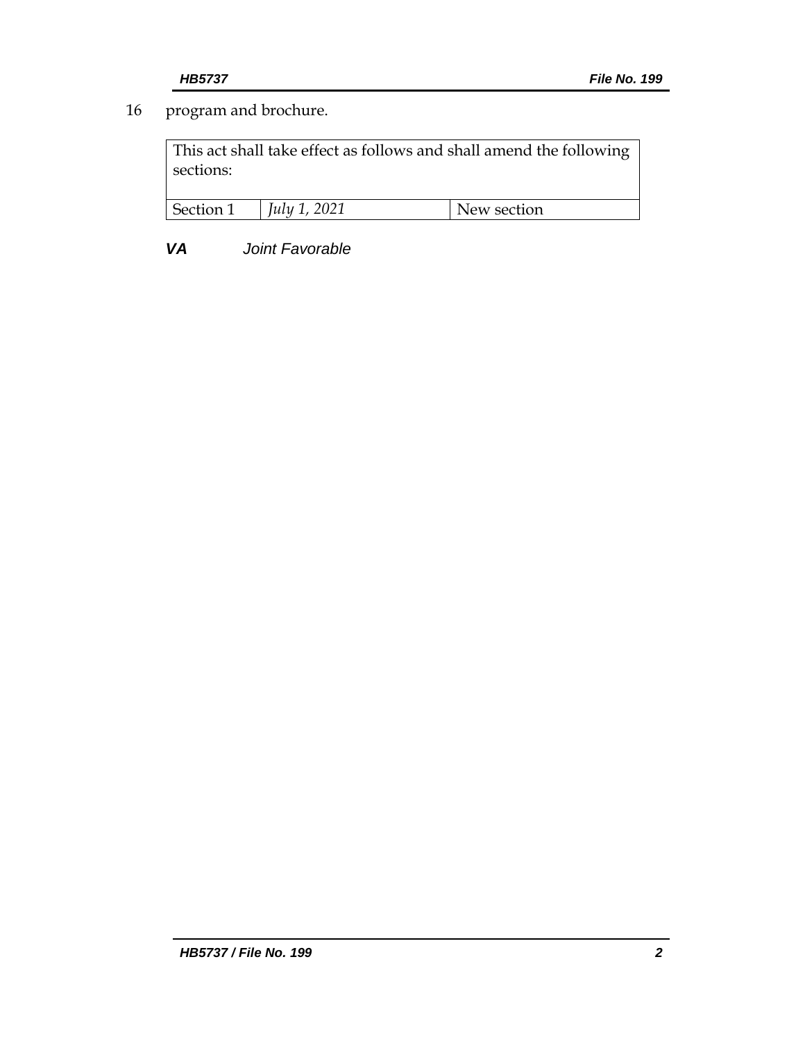16 program and brochure.

| This act shall take effect as follows and shall amend the following sections: | | |
| --- | --- | --- |
| Section 1 | *July 1, 2021* | New section |

***VA*** *Joint Favorable*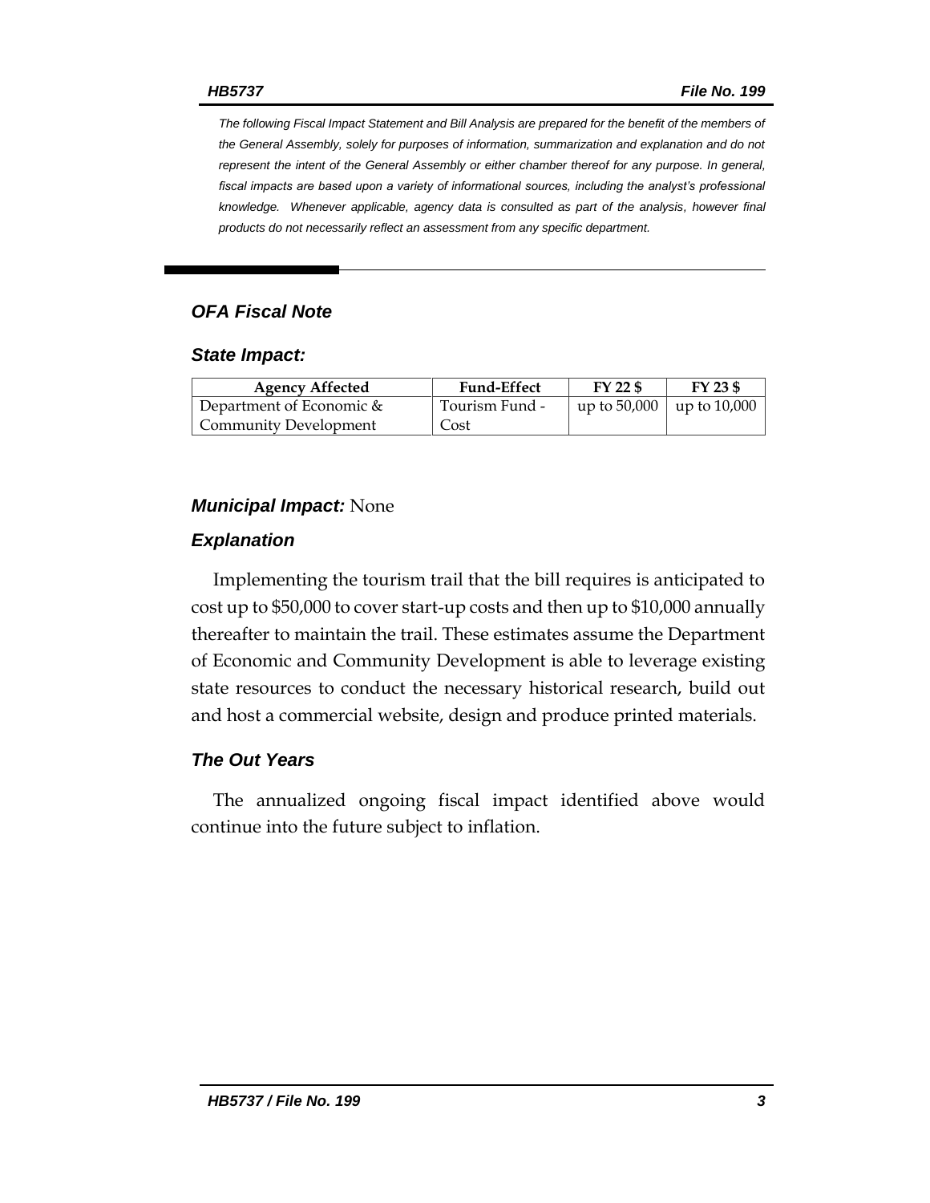*The following Fiscal Impact Statement and Bill Analysis are prepared for the benefit of the members of the General Assembly, solely for purposes of information, summarization and explanation and do not represent the intent of the General Assembly or either chamber thereof for any purpose. In general, fiscal impacts are based upon a variety of informational sources, including the analyst's professional knowledge. Whenever applicable, agency data is consulted as part of the analysis, however final products do not necessarily reflect an assessment from any specific department.*

## OFA Fiscal Note

### State Impact:

| Agency Affected | Fund-Effect | FY 22 $ | FY 23 $ |
|---|---|---|---|
| Department of Economic & Community Development | Tourism Fund - Cost | up to 50,000 | up to 10,000 |

### Municipal Impact: None

### Explanation

Implementing the tourism trail that the bill requires is anticipated to cost up to $50,000 to cover start-up costs and then up to $10,000 annually thereafter to maintain the trail. These estimates assume the Department of Economic and Community Development is able to leverage existing state resources to conduct the necessary historical research, build out and host a commercial website, design and produce printed materials.

### The Out Years

The annualized ongoing fiscal impact identified above would continue into the future subject to inflation.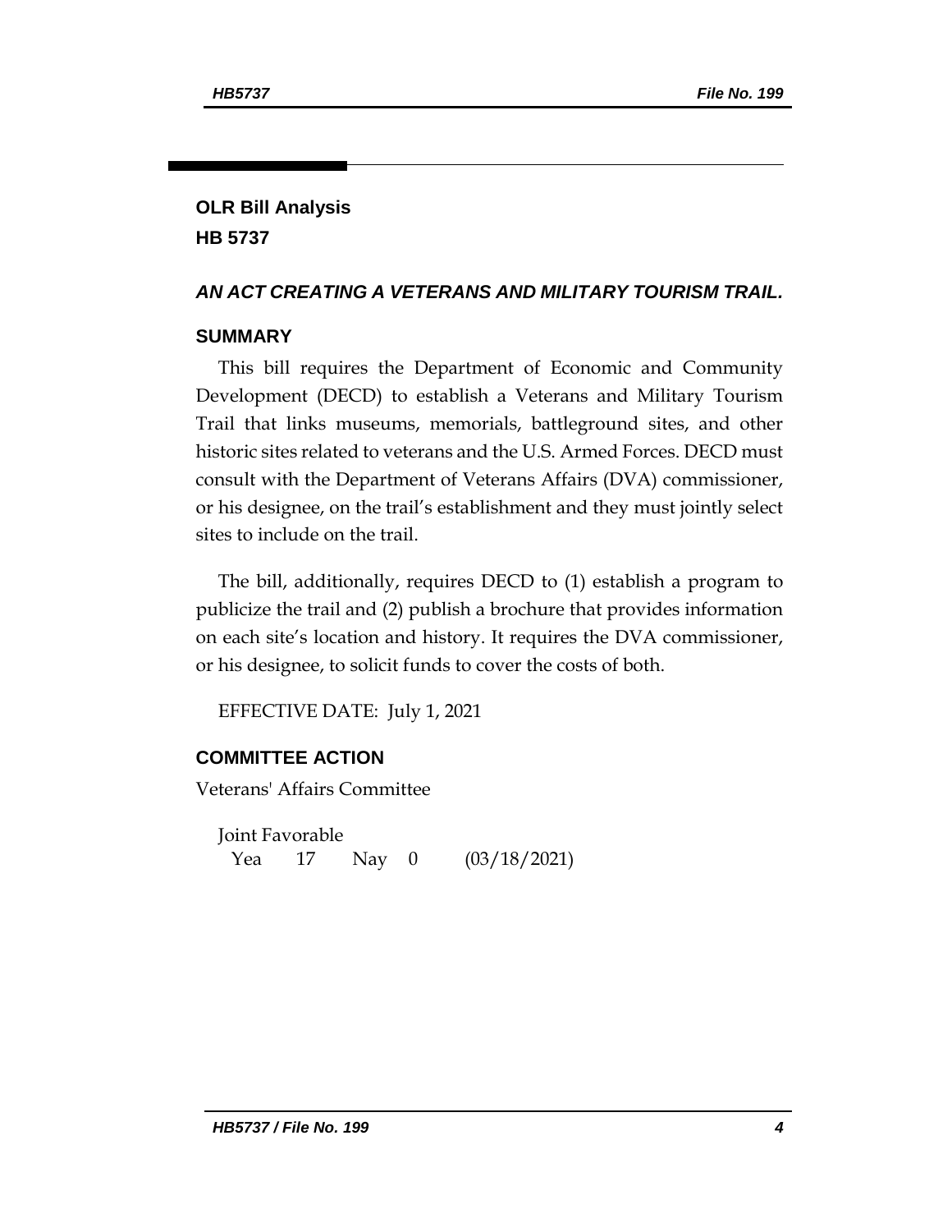**OLR Bill Analysis**
**HB 5737**

***AN ACT CREATING A VETERANS AND MILITARY TOURISM TRAIL.***

## SUMMARY

This bill requires the Department of Economic and Community Development (DECD) to establish a Veterans and Military Tourism Trail that links museums, memorials, battleground sites, and other historic sites related to veterans and the U.S. Armed Forces. DECD must consult with the Department of Veterans Affairs (DVA) commissioner, or his designee, on the trail's establishment and they must jointly select sites to include on the trail.

The bill, additionally, requires DECD to (1) establish a program to publicize the trail and (2) publish a brochure that provides information on each site's location and history. It requires the DVA commissioner, or his designee, to solicit funds to cover the costs of both.

EFFECTIVE DATE: July 1, 2021

## COMMITTEE ACTION

Veterans' Affairs Committee

| | | | | |
|---|---|---|---|---|
| Joint Favorable | | | | |
| Yea | 17 | Nay | 0 | (03/18/2021) |